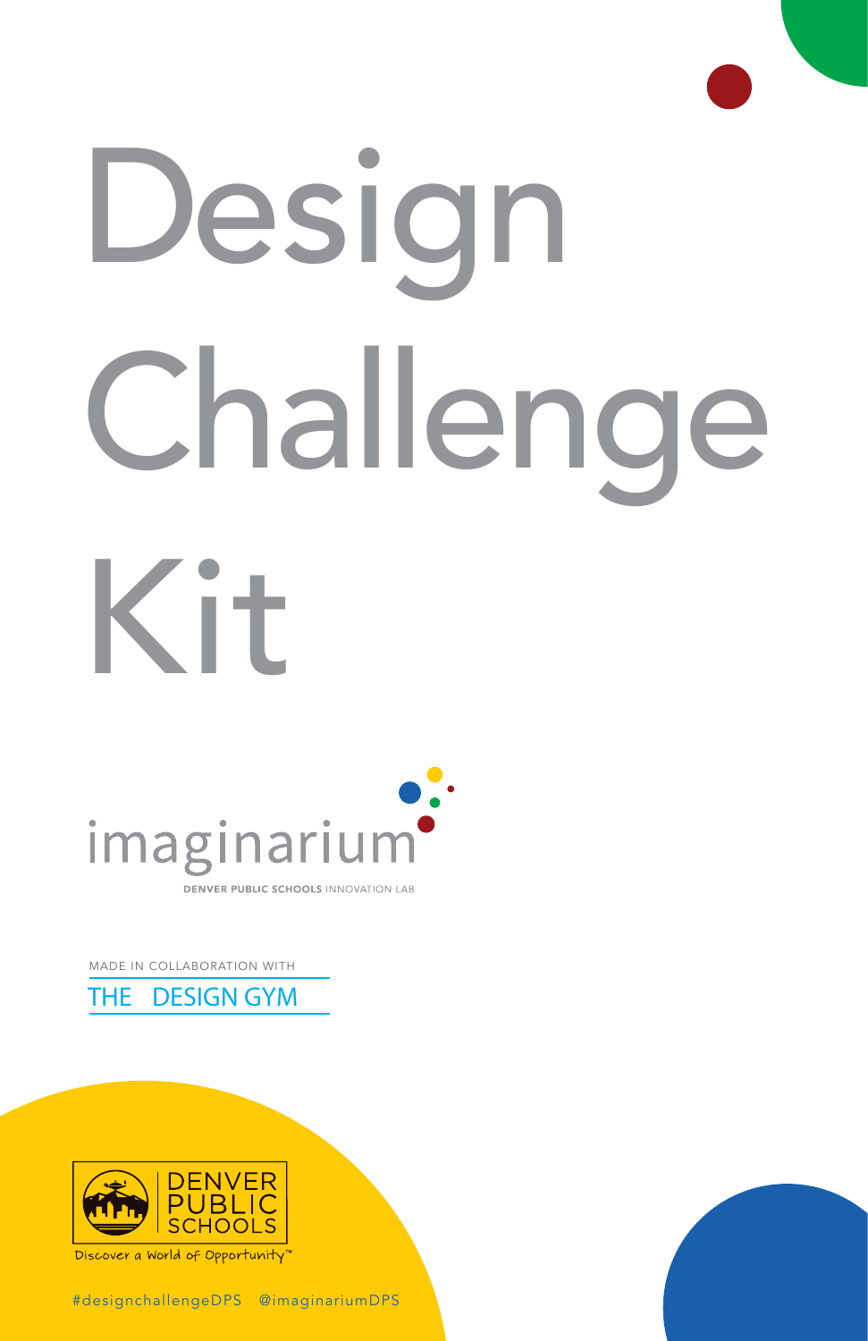# Design Challenge Kit

imaginarium

DENVER PUBLIC SCHOOLS INNOVATION LAB

MADE IN COLLABORATION WITH

THE DESIGN GYM

DENVER PUBLIC SCHOOLS

Discover a World of Opportunity™

#designchallengeDPS @imaginariumDPS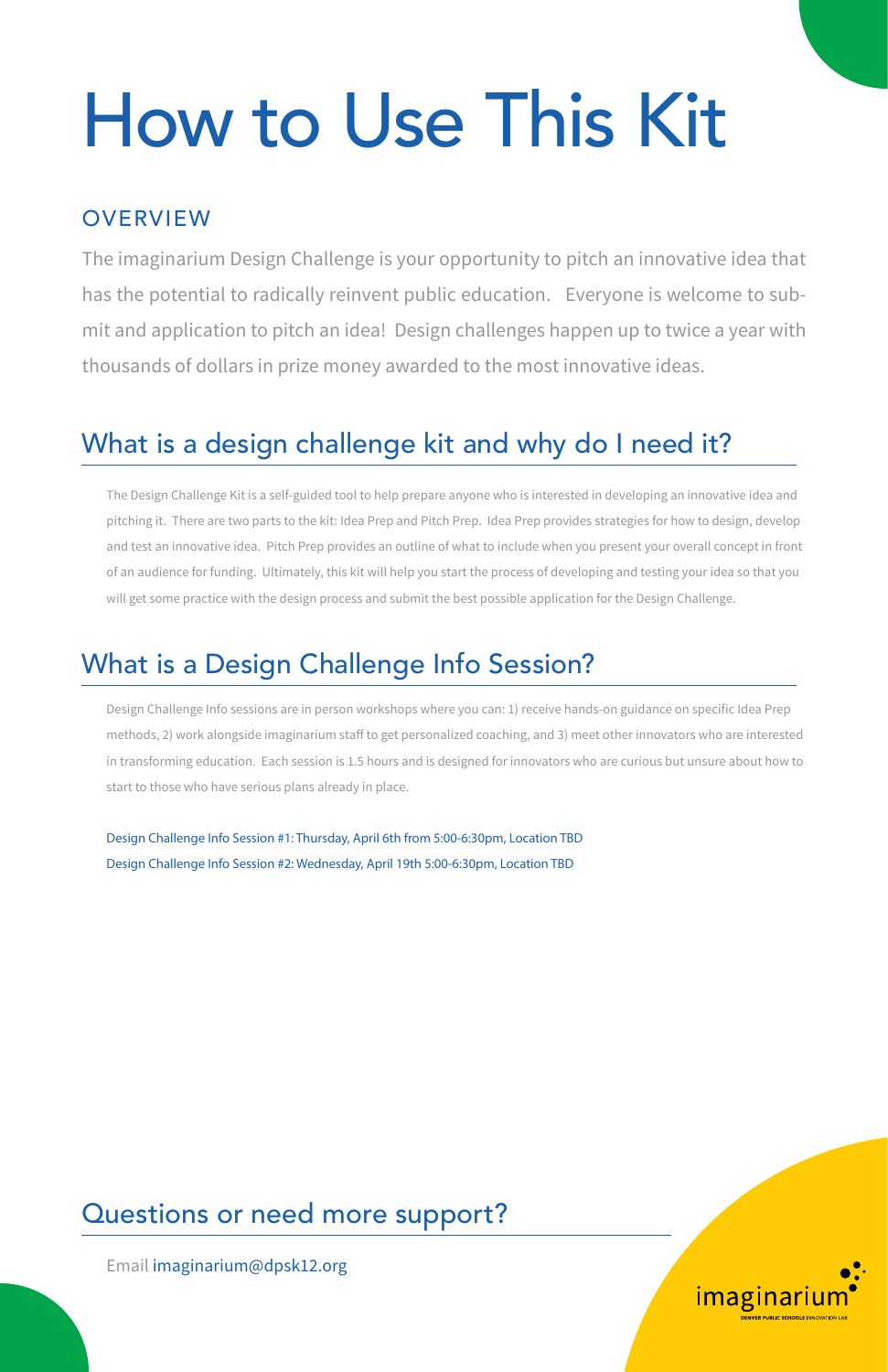# How to Use This Kit

## OVERVIEW

The imaginarium Design Challenge is your opportunity to pitch an innovative idea that has the potential to radically reinvent public education. Everyone is welcome to submit and application to pitch an idea! Design challenges happen up to twice a year with thousands of dollars in prize money awarded to the most innovative ideas.

## What is a design challenge kit and why do I need it?

The Design Challenge Kit is a self-guided tool to help prepare anyone who is interested in developing an innovative idea and pitching it. There are two parts to the kit: Idea Prep and Pitch Prep. Idea Prep provides strategies for how to design, develop and test an innovative idea. Pitch Prep provides an outline of what to include when you present your overall concept in front of an audience for funding. Ultimately, this kit will help you start the process of developing and testing your idea so that you will get some practice with the design process and submit the best possible application for the Design Challenge.

## What is a Design Challenge Info Session?

Design Challenge Info sessions are in person workshops where you can: 1) receive hands-on guidance on specific Idea Prep methods, 2) work alongside imaginarium staff to get personalized coaching, and 3) meet other innovators who are interested in transforming education. Each session is 1.5 hours and is designed for innovators who are curious but unsure about how to start to those who have serious plans already in place.

Design Challenge Info Session #1: Thursday, April 6th from 5:00-6:30pm, Location TBD
Design Challenge Info Session #2: Wednesday, April 19th 5:00-6:30pm, Location TBD

## Questions or need more support?

Email imaginarium@dpsk12.org

imaginarium
DENVER PUBLIC SCHOOLS INNOVATION LAB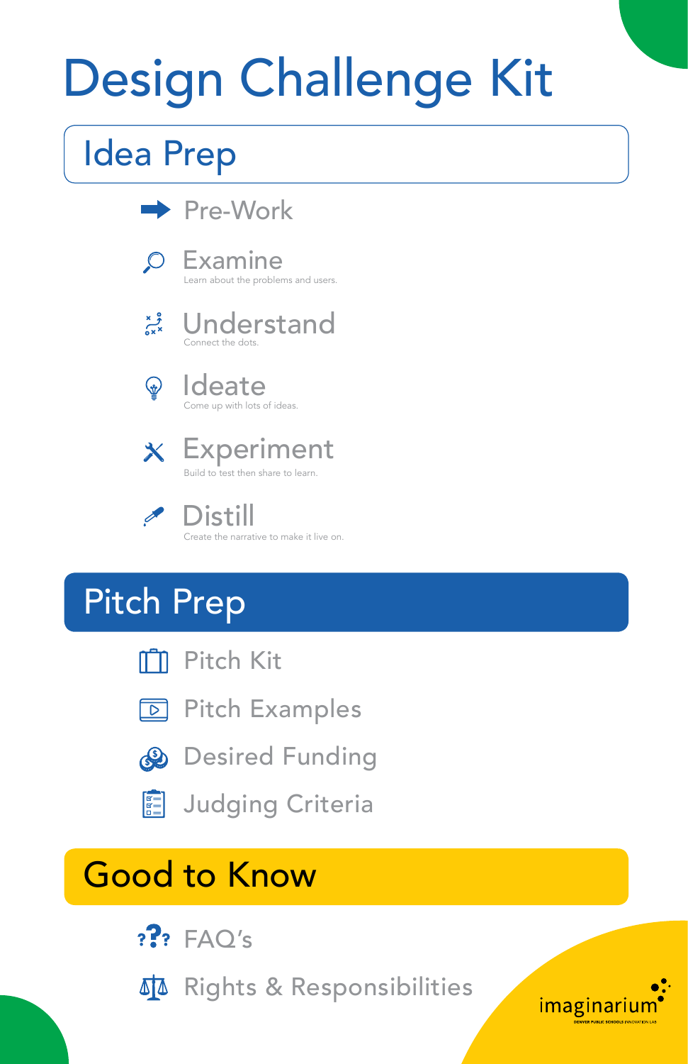# Design Challenge Kit

## Idea Prep

- Pre-Work
- Examine
  Learn about the problems and users.
- Understand
  Connect the dots.
- Ideate
  Come up with lots of ideas.
- Experiment
  Build to test then share to learn.
- Distill
  Create the narrative to make it live on.

## Pitch Prep

- Pitch Kit
- Pitch Examples
- Desired Funding
- Judging Criteria

## Good to Know

- FAQ's
- Rights & Responsibilities

imaginarium
DENVER PUBLIC SCHOOLS INNOVATION LAB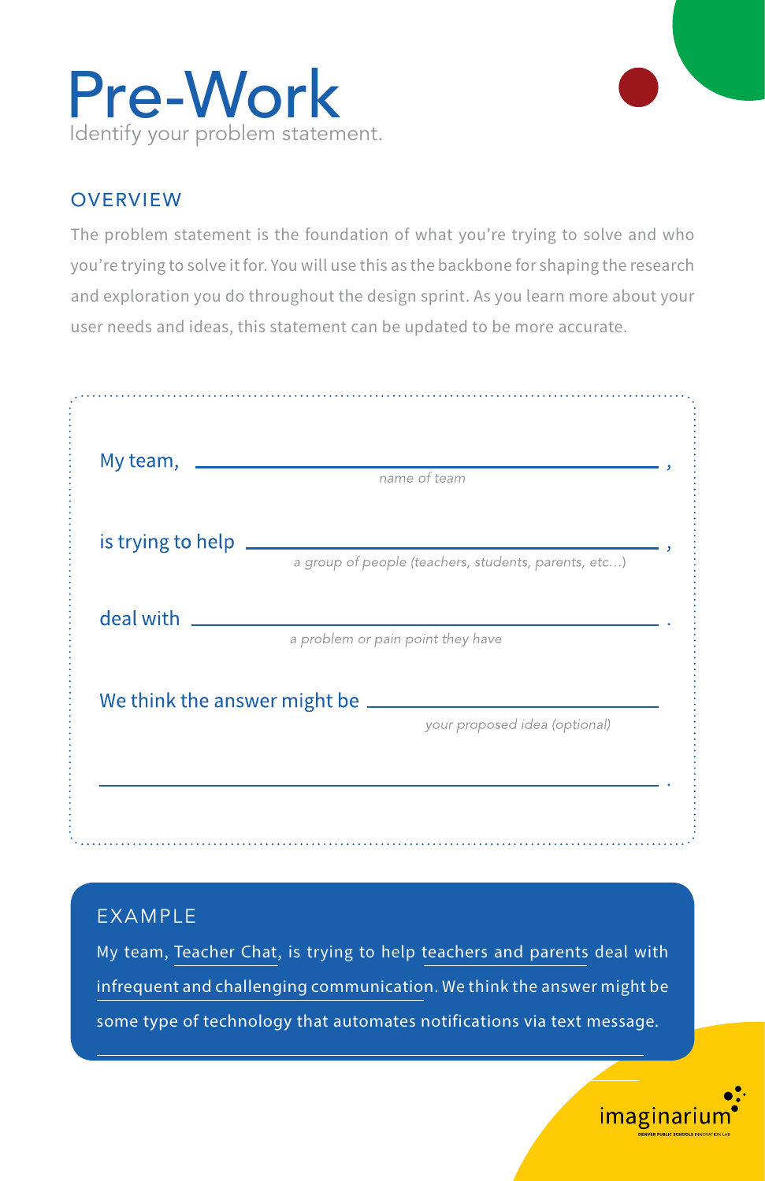# Pre-Work

Identify your problem statement.

## OVERVIEW

The problem statement is the foundation of what you're trying to solve and who you're trying to solve it for. You will use this as the backbone for shaping the research and exploration you do throughout the design sprint. As you learn more about your user needs and ideas, this statement can be updated to be more accurate.

My team, ______________________________ ,
*name of team*

is trying to help ______________________________ ,
*a group of people (teachers, students, parents, etc...)*

deal with ______________________________ .
*a problem or pain point they have*

We think the answer might be ______________________________
*your proposed idea (optional)*

______________________________ .

## EXAMPLE

My team, Teacher Chat, is trying to help teachers and parents deal with infrequent and challenging communication. We think the answer might be some type of technology that automates notifications via text message.

imaginarium
DENVER PUBLIC SCHOOLS INNOVATION LAB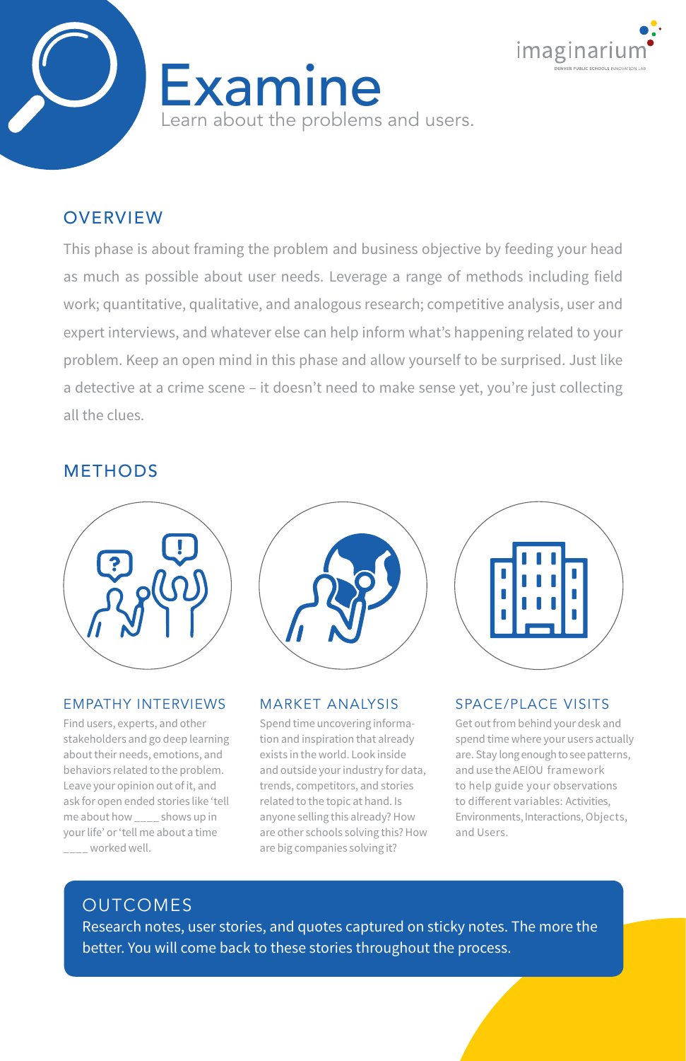# Examine

Learn about the problems and users.

## OVERVIEW

This phase is about framing the problem and business objective by feeding your head as much as possible about user needs. Leverage a range of methods including field work; quantitative, qualitative, and analogous research; competitive analysis, user and expert interviews, and whatever else can help inform what's happening related to your problem. Keep an open mind in this phase and allow yourself to be surprised. Just like a detective at a crime scene – it doesn't need to make sense yet, you're just collecting all the clues.

## METHODS

### EMPATHY INTERVIEWS

Find users, experts, and other stakeholders and go deep learning about their needs, emotions, and behaviors related to the problem. Leave your opinion out of it, and ask for open ended stories like 'tell me about how ____ shows up in your life' or 'tell me about a time ____ worked well.

### MARKET ANALYSIS

Spend time uncovering information and inspiration that already exists in the world. Look inside and outside your industry for data, trends, competitors, and stories related to the topic at hand. Is anyone selling this already? How are other schools solving this? How are big companies solving it?

### SPACE/PLACE VISITS

Get out from behind your desk and spend time where your users actually are. Stay long enough to see patterns, and use the AEIOU framework to help guide your observations to different variables: Activities, Environments, Interactions, Objects, and Users.

## OUTCOMES

Research notes, user stories, and quotes captured on sticky notes. The more the better. You will come back to these stories throughout the process.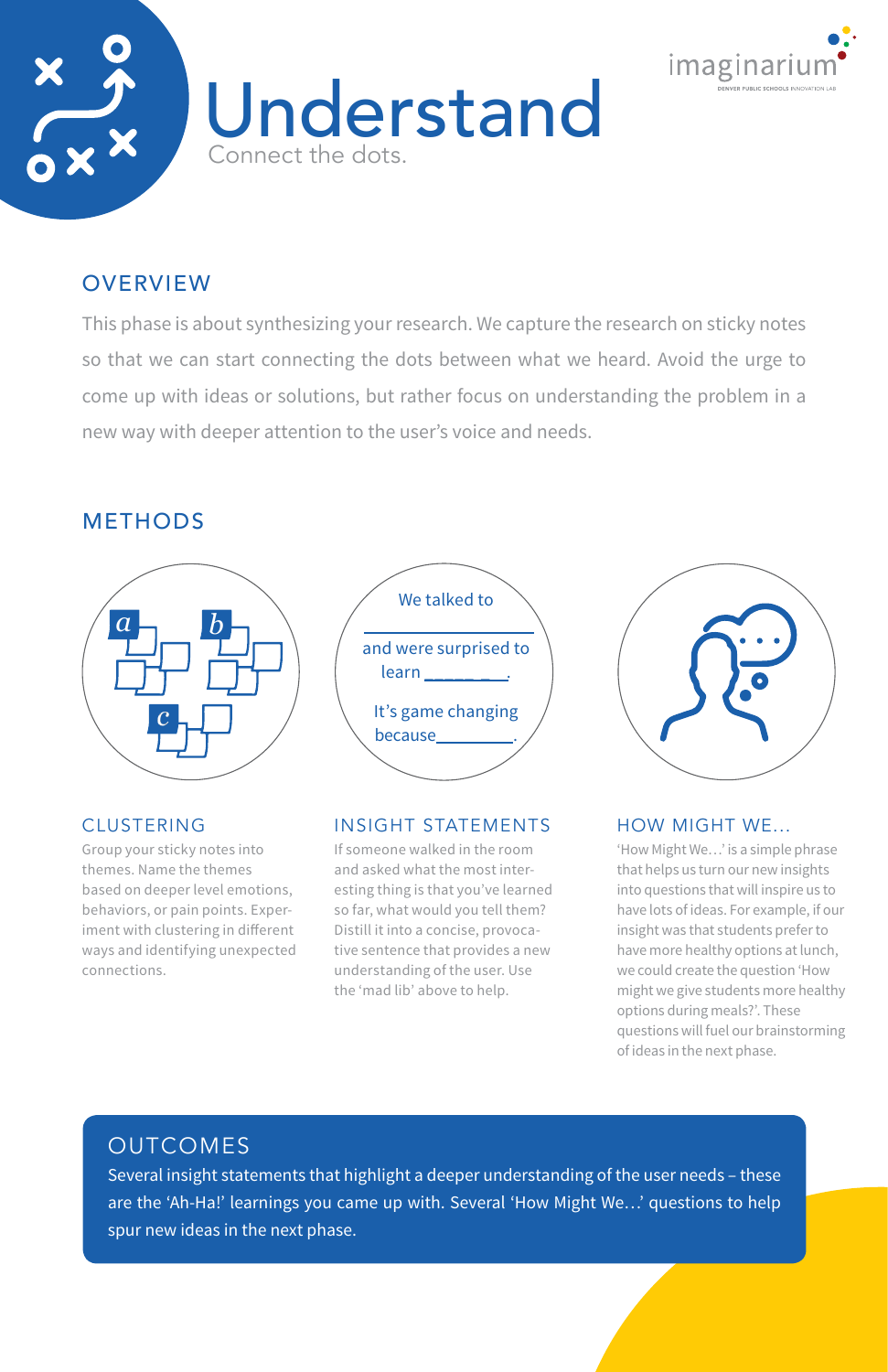# Understand

Connect the dots.

imaginarium

DENVER PUBLIC SCHOOLS INNOVATION LAB

## OVERVIEW

This phase is about synthesizing your research. We capture the research on sticky notes so that we can start connecting the dots between what we heard. Avoid the urge to come up with ideas or solutions, but rather focus on understanding the problem in a new way with deeper attention to the user's voice and needs.

## METHODS

We talked to ______________

and were surprised to learn ________.

It's game changing because________.

### CLUSTERING

Group your sticky notes into themes. Name the themes based on deeper level emotions, behaviors, or pain points. Experiment with clustering in different ways and identifying unexpected connections.

### INSIGHT STATEMENTS

If someone walked in the room and asked what the most interesting thing is that you've learned so far, what would you tell them? Distill it into a concise, provocative sentence that provides a new understanding of the user. Use the 'mad lib' above to help.

### HOW MIGHT WE...

'How Might We…' is a simple phrase that helps us turn our new insights into questions that will inspire us to have lots of ideas. For example, if our insight was that students prefer to have more healthy options at lunch, we could create the question 'How might we give students more healthy options during meals?'. These questions will fuel our brainstorming of ideas in the next phase.

## OUTCOMES

Several insight statements that highlight a deeper understanding of the user needs – these are the 'Ah-Ha!' learnings you came up with. Several 'How Might We…' questions to help spur new ideas in the next phase.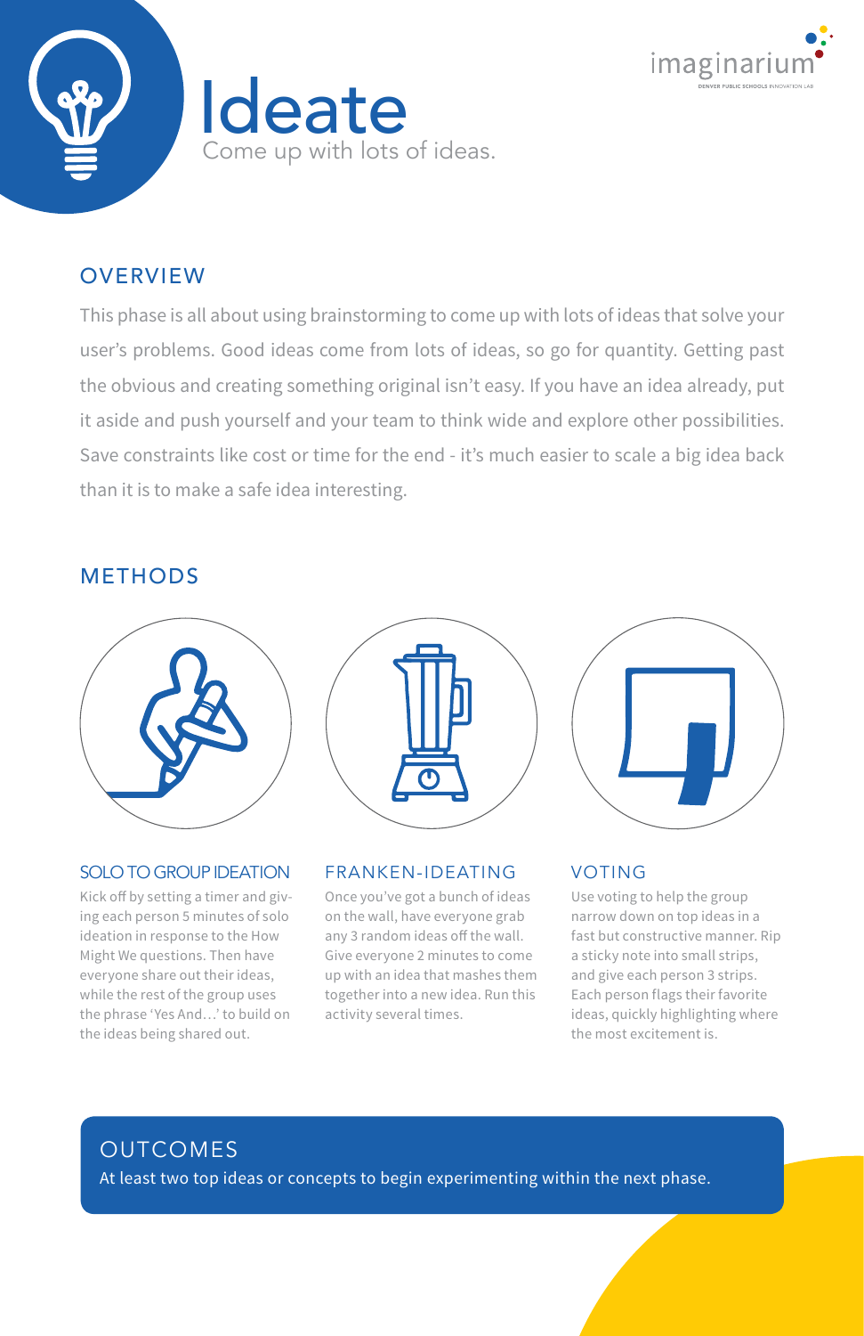# Ideate

Come up with lots of ideas.

## OVERVIEW

This phase is all about using brainstorming to come up with lots of ideas that solve your user's problems. Good ideas come from lots of ideas, so go for quantity. Getting past the obvious and creating something original isn't easy. If you have an idea already, put it aside and push yourself and your team to think wide and explore other possibilities. Save constraints like cost or time for the end - it's much easier to scale a big idea back than it is to make a safe idea interesting.

## METHODS

### SOLO TO GROUP IDEATION

Kick off by setting a timer and giving each person 5 minutes of solo ideation in response to the How Might We questions. Then have everyone share out their ideas, while the rest of the group uses the phrase 'Yes And…' to build on the ideas being shared out.

### FRANKEN-IDEATING

Once you've got a bunch of ideas on the wall, have everyone grab any 3 random ideas off the wall. Give everyone 2 minutes to come up with an idea that mashes them together into a new idea. Run this activity several times.

### VOTING

Use voting to help the group narrow down on top ideas in a fast but constructive manner. Rip a sticky note into small strips, and give each person 3 strips. Each person flags their favorite ideas, quickly highlighting where the most excitement is.

## OUTCOMES

At least two top ideas or concepts to begin experimenting within the next phase.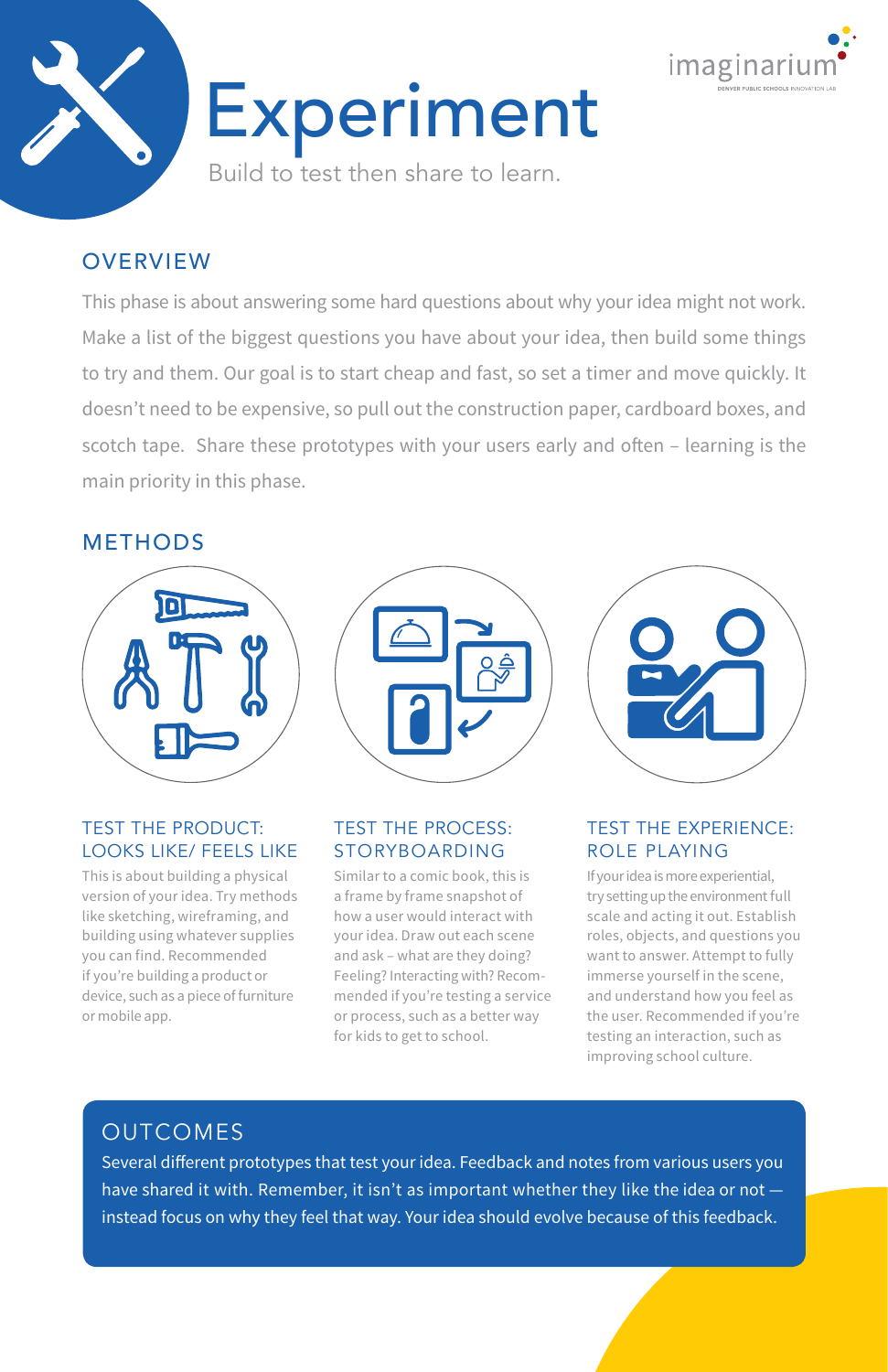# Experiment

Build to test then share to learn.

## OVERVIEW

This phase is about answering some hard questions about why your idea might not work. Make a list of the biggest questions you have about your idea, then build some things to try and them. Our goal is to start cheap and fast, so set a timer and move quickly. It doesn't need to be expensive, so pull out the construction paper, cardboard boxes, and scotch tape. Share these prototypes with your users early and often – learning is the main priority in this phase.

## METHODS

### TEST THE PRODUCT: LOOKS LIKE/ FEELS LIKE

This is about building a physical version of your idea. Try methods like sketching, wireframing, and building using whatever supplies you can find. Recommended if you're building a product or device, such as a piece of furniture or mobile app.

### TEST THE PROCESS: STORYBOARDING

Similar to a comic book, this is a frame by frame snapshot of how a user would interact with your idea. Draw out each scene and ask – what are they doing? Feeling? Interacting with? Recommended if you're testing a service or process, such as a better way for kids to get to school.

### TEST THE EXPERIENCE: ROLE PLAYING

If your idea is more experiential, try setting up the environment full scale and acting it out. Establish roles, objects, and questions you want to answer. Attempt to fully immerse yourself in the scene, and understand how you feel as the user. Recommended if you're testing an interaction, such as improving school culture.

## OUTCOMES

Several different prototypes that test your idea. Feedback and notes from various users you have shared it with. Remember, it isn't as important whether they like the idea or not — instead focus on why they feel that way. Your idea should evolve because of this feedback.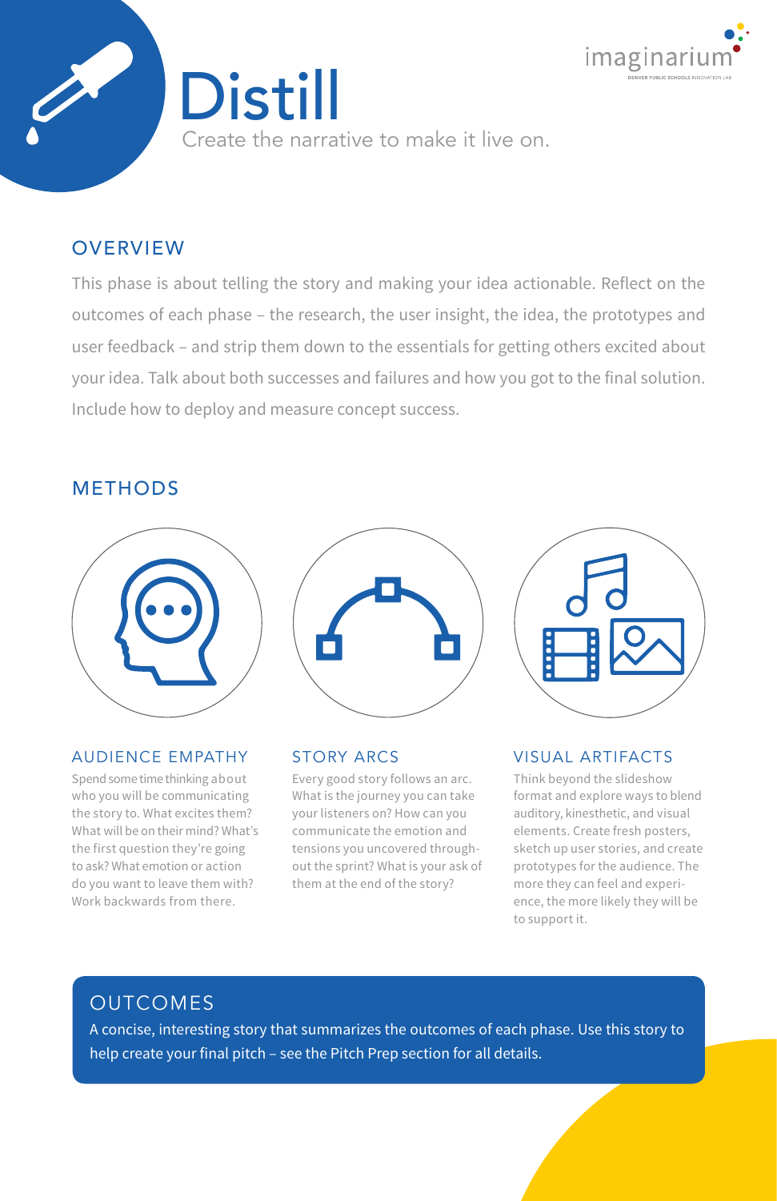# Distill

Create the narrative to make it live on.

## OVERVIEW

This phase is about telling the story and making your idea actionable. Reflect on the outcomes of each phase – the research, the user insight, the idea, the prototypes and user feedback – and strip them down to the essentials for getting others excited about your idea. Talk about both successes and failures and how you got to the final solution. Include how to deploy and measure concept success.

## METHODS

### AUDIENCE EMPATHY

Spend some time thinking about who you will be communicating the story to. What excites them? What will be on their mind? What's the first question they're going to ask? What emotion or action do you want to leave them with? Work backwards from there.

### STORY ARCS

Every good story follows an arc. What is the journey you can take your listeners on? How can you communicate the emotion and tensions you uncovered throughout the sprint? What is your ask of them at the end of the story?

### VISUAL ARTIFACTS

Think beyond the slideshow format and explore ways to blend auditory, kinesthetic, and visual elements. Create fresh posters, sketch up user stories, and create prototypes for the audience. The more they can feel and experience, the more likely they will be to support it.

## OUTCOMES

A concise, interesting story that summarizes the outcomes of each phase. Use this story to help create your final pitch – see the Pitch Prep section for all details.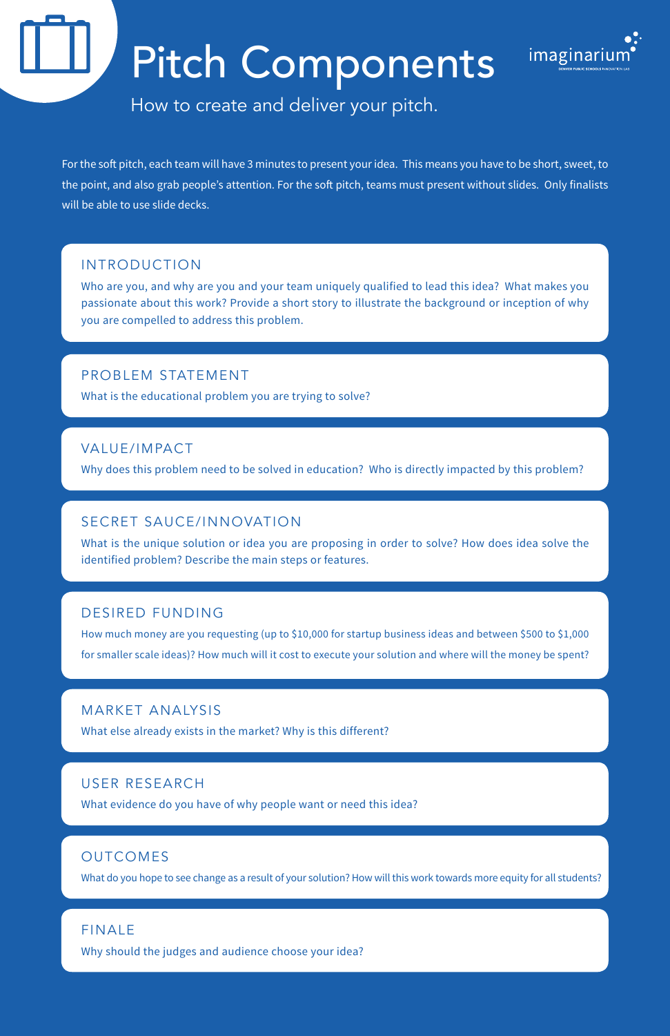# Pitch Components

How to create and deliver your pitch.

For the soft pitch, each team will have 3 minutes to present your idea. This means you have to be short, sweet, to the point, and also grab people's attention. For the soft pitch, teams must present without slides. Only finalists will be able to use slide decks.

## INTRODUCTION

Who are you, and why are you and your team uniquely qualified to lead this idea? What makes you passionate about this work? Provide a short story to illustrate the background or inception of why you are compelled to address this problem.

## PROBLEM STATEMENT

What is the educational problem you are trying to solve?

## VALUE/IMPACT

Why does this problem need to be solved in education? Who is directly impacted by this problem?

## SECRET SAUCE/INNOVATION

What is the unique solution or idea you are proposing in order to solve? How does idea solve the identified problem? Describe the main steps or features.

## DESIRED FUNDING

How much money are you requesting (up to $10,000 for startup business ideas and between $500 to $1,000 for smaller scale ideas)? How much will it cost to execute your solution and where will the money be spent?

## MARKET ANALYSIS

What else already exists in the market? Why is this different?

## USER RESEARCH

What evidence do you have of why people want or need this idea?

## OUTCOMES

What do you hope to see change as a result of your solution? How will this work towards more equity for all students?

## FINALE

Why should the judges and audience choose your idea?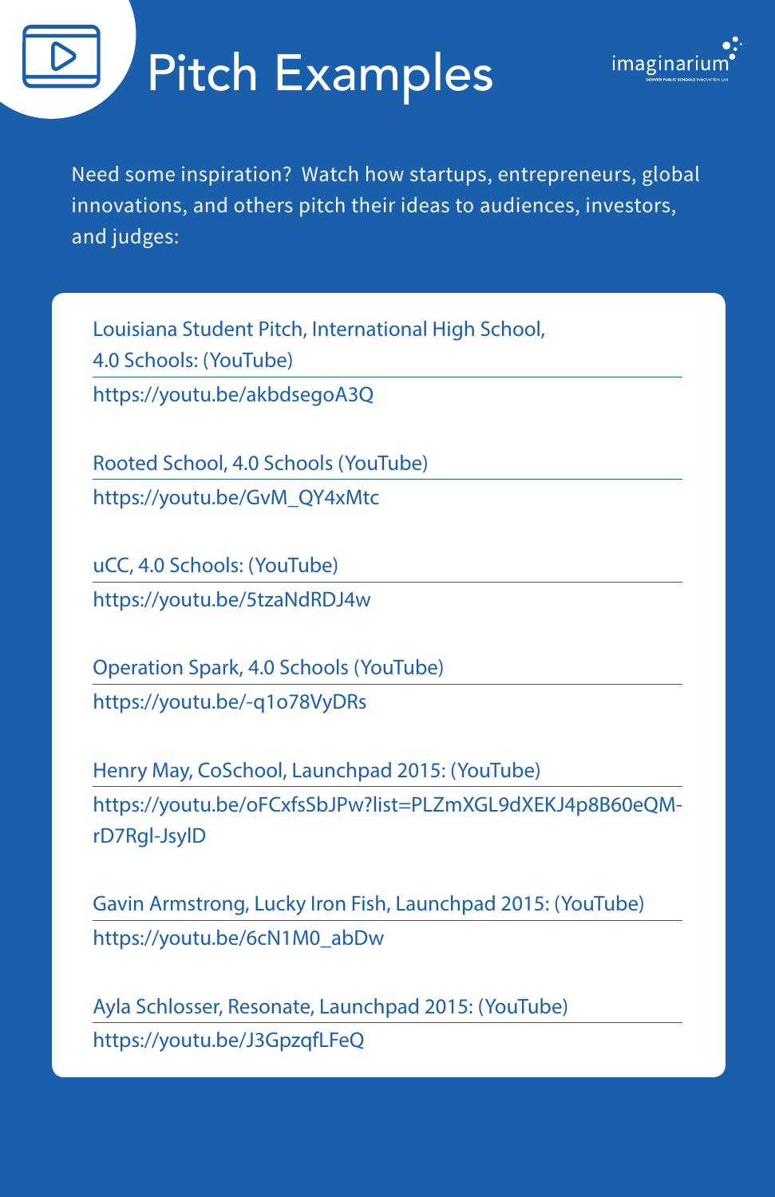# Pitch Examples

Need some inspiration? Watch how startups, entrepreneurs, global innovations, and others pitch their ideas to audiences, investors, and judges:

Louisiana Student Pitch, International High School, 4.0 Schools: (YouTube)
https://youtu.be/akbdsegoA3Q

Rooted School, 4.0 Schools (YouTube)
https://youtu.be/GvM_QY4xMtc

uCC, 4.0 Schools: (YouTube)
https://youtu.be/5tzaNdRDJ4w

Operation Spark, 4.0 Schools (YouTube)
https://youtu.be/-q1o78VyDRs

Henry May, CoSchool, Launchpad 2015: (YouTube)
https://youtu.be/oFCxfsSbJPw?list=PLZmXGL9dXEKJ4p8B60eQM-rD7Rgl-JsylD

Gavin Armstrong, Lucky Iron Fish, Launchpad 2015: (YouTube)
https://youtu.be/6cN1M0_abDw

Ayla Schlosser, Resonate, Launchpad 2015: (YouTube)
https://youtu.be/J3GpzqfLFeQ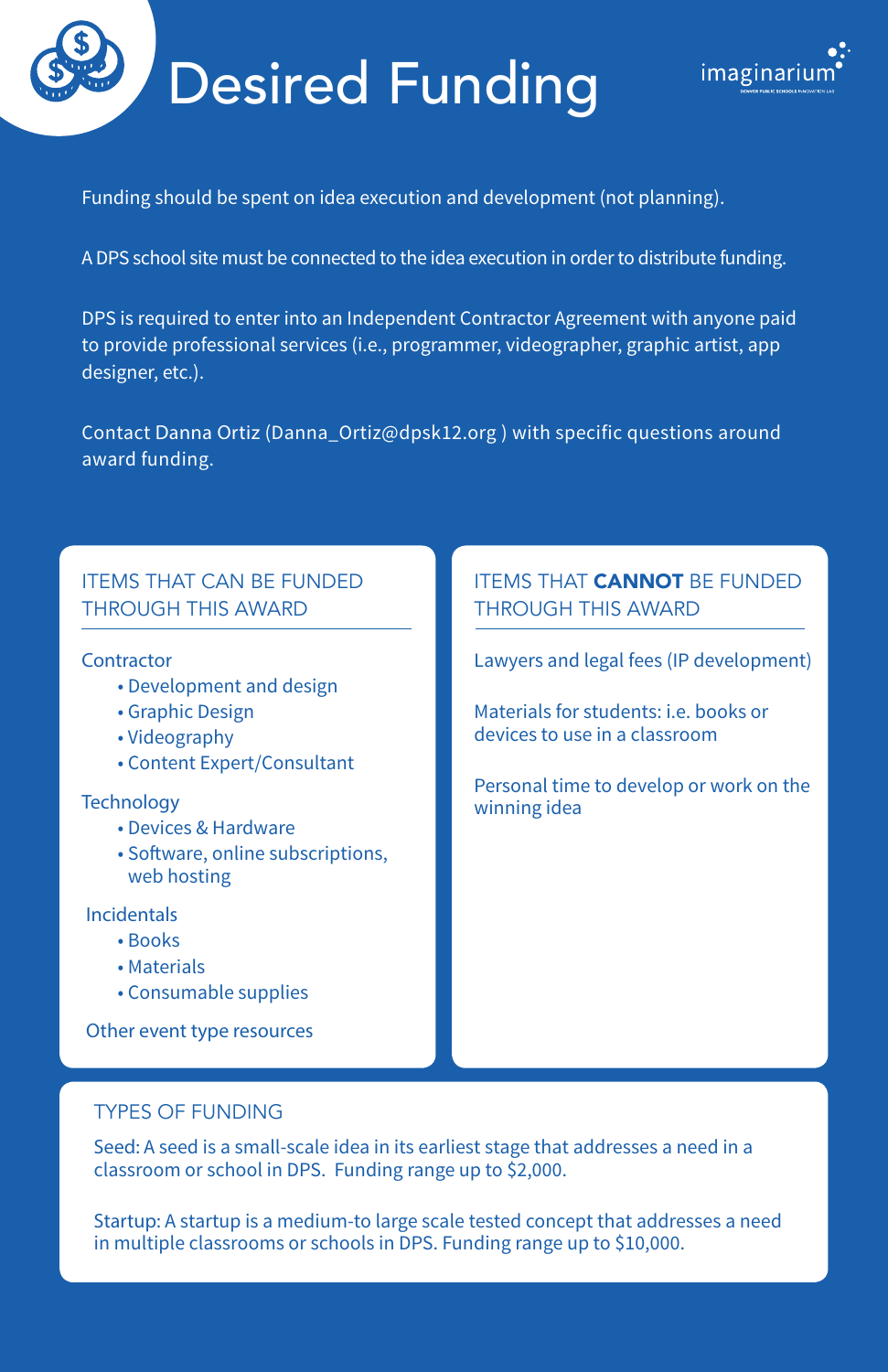# Desired Funding

imaginarium

Funding should be spent on idea execution and development (not planning).

A DPS school site must be connected to the idea execution in order to distribute funding.

DPS is required to enter into an Independent Contractor Agreement with anyone paid to provide professional services (i.e., programmer, videographer, graphic artist, app designer, etc.).

Contact Danna Ortiz (Danna_Ortiz@dpsk12.org ) with specific questions around award funding.

## ITEMS THAT CAN BE FUNDED THROUGH THIS AWARD

Contractor

- Development and design
- Graphic Design
- Videography
- Content Expert/Consultant

Technology

- Devices & Hardware
- Software, online subscriptions, web hosting

Incidentals

- Books
- Materials
- Consumable supplies

Other event type resources

## ITEMS THAT **CANNOT** BE FUNDED THROUGH THIS AWARD

Lawyers and legal fees (IP development)

Materials for students: i.e. books or devices to use in a classroom

Personal time to develop or work on the winning idea

## TYPES OF FUNDING

Seed: A seed is a small-scale idea in its earliest stage that addresses a need in a classroom or school in DPS. Funding range up to $2,000.

Startup: A startup is a medium-to large scale tested concept that addresses a need in multiple classrooms or schools in DPS. Funding range up to $10,000.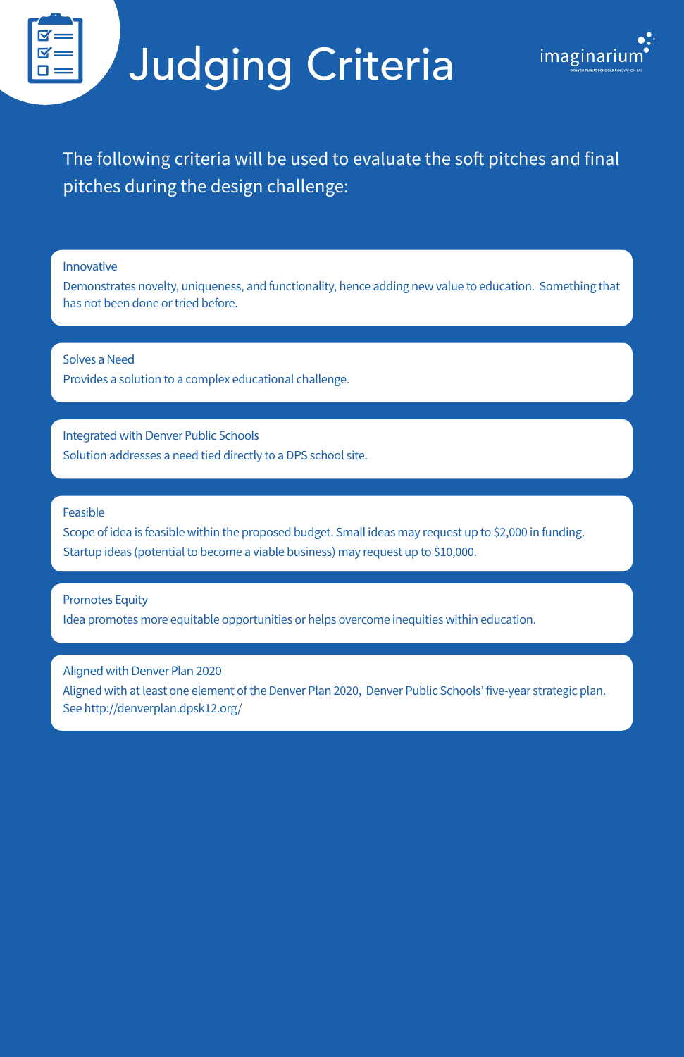# Judging Criteria

The following criteria will be used to evaluate the soft pitches and final pitches during the design challenge:

**Innovative**
Demonstrates novelty, uniqueness, and functionality, hence adding new value to education. Something that has not been done or tried before.

**Solves a Need**
Provides a solution to a complex educational challenge.

**Integrated with Denver Public Schools**
Solution addresses a need tied directly to a DPS school site.

**Feasible**
Scope of idea is feasible within the proposed budget. Small ideas may request up to $2,000 in funding. Startup ideas (potential to become a viable business) may request up to $10,000.

**Promotes Equity**
Idea promotes more equitable opportunities or helps overcome inequities within education.

**Aligned with Denver Plan 2020**
Aligned with at least one element of the Denver Plan 2020, Denver Public Schools' five-year strategic plan. See http://denverplan.dpsk12.org/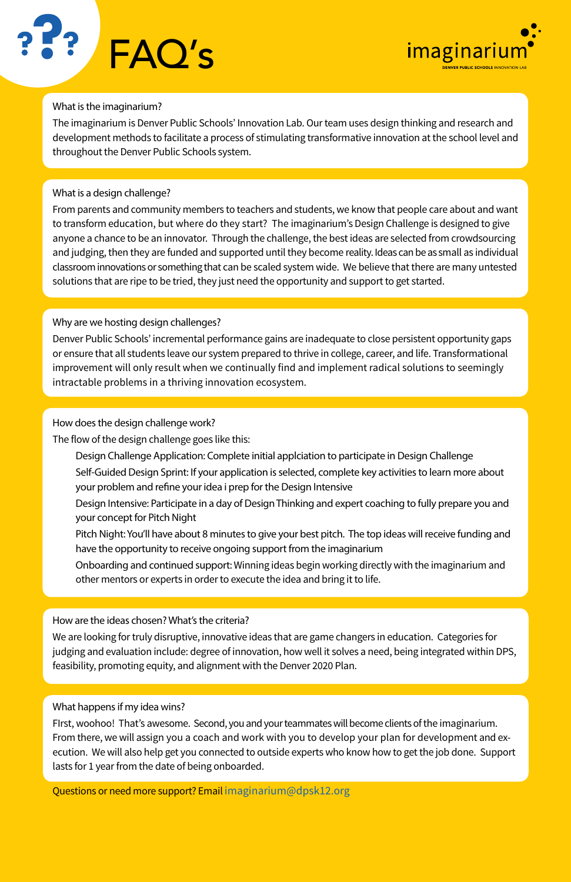# FAQ's

imaginarium
DENVER PUBLIC SCHOOLS INNOVATION LAB

What is the imaginarium?

The imaginarium is Denver Public Schools' Innovation Lab. Our team uses design thinking and research and development methods to facilitate a process of stimulating transformative innovation at the school level and throughout the Denver Public Schools system.

What is a design challenge?

From parents and community members to teachers and students, we know that people care about and want to transform education, but where do they start? The imaginarium's Design Challenge is designed to give anyone a chance to be an innovator. Through the challenge, the best ideas are selected from crowdsourcing and judging, then they are funded and supported until they become reality. Ideas can be as small as individual classroom innovations or something that can be scaled system wide. We believe that there are many untested solutions that are ripe to be tried, they just need the opportunity and support to get started.

Why are we hosting design challenges?

Denver Public Schools' incremental performance gains are inadequate to close persistent opportunity gaps or ensure that all students leave our system prepared to thrive in college, career, and life. Transformational improvement will only result when we continually find and implement radical solutions to seemingly intractable problems in a thriving innovation ecosystem.

How does the design challenge work?

The flow of the design challenge goes like this:

- Design Challenge Application: Complete initial applciation to participate in Design Challenge
- Self-Guided Design Sprint: If your application is selected, complete key activities to learn more about your problem and refine your idea i prep for the Design Intensive
- Design Intensive: Participate in a day of Design Thinking and expert coaching to fully prepare you and your concept for Pitch Night
- Pitch Night: You'll have about 8 minutes to give your best pitch. The top ideas will receive funding and have the opportunity to receive ongoing support from the imaginarium
- Onboarding and continued support: Winning ideas begin working directly with the imaginarium and other mentors or experts in order to execute the idea and bring it to life.

How are the ideas chosen? What's the criteria?

We are looking for truly disruptive, innovative ideas that are game changers in education. Categories for judging and evaluation include: degree of innovation, how well it solves a need, being integrated within DPS, feasibility, promoting equity, and alignment with the Denver 2020 Plan.

What happens if my idea wins?

FIrst, woohoo! That's awesome. Second, you and your teammates will become clients of the imaginarium. From there, we will assign you a coach and work with you to develop your plan for development and execution. We will also help get you connected to outside experts who know how to get the job done. Support lasts for 1 year from the date of being onboarded.

Questions or need more support? Email imaginarium@dpsk12.org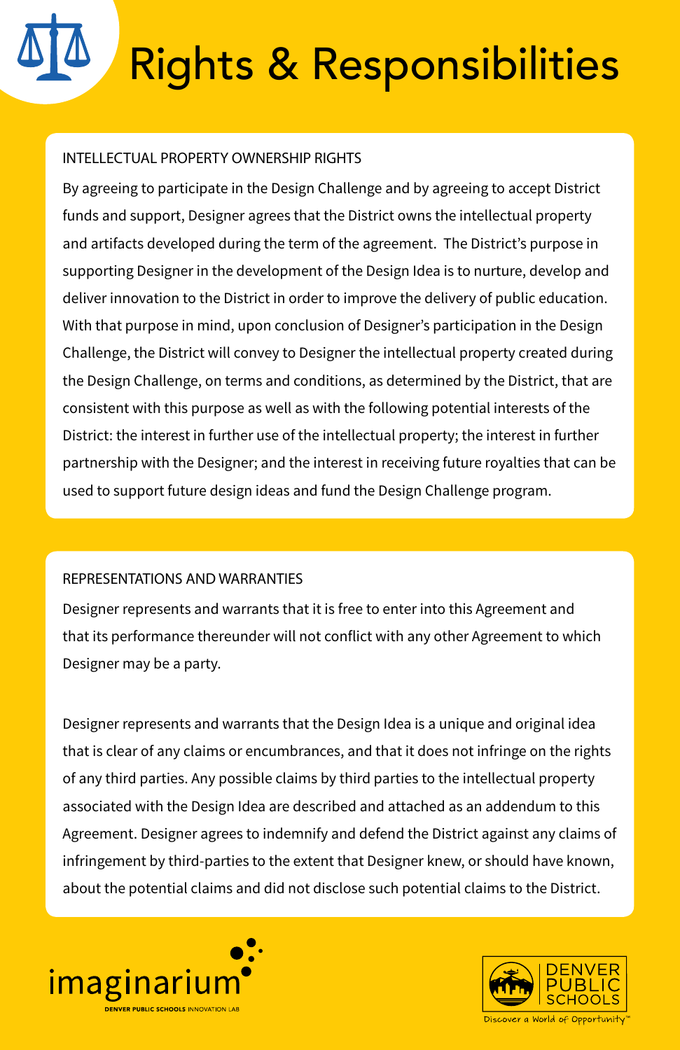# Rights & Responsibilities

## INTELLECTUAL PROPERTY OWNERSHIP RIGHTS

By agreeing to participate in the Design Challenge and by agreeing to accept District funds and support, Designer agrees that the District owns the intellectual property and artifacts developed during the term of the agreement. The District's purpose in supporting Designer in the development of the Design Idea is to nurture, develop and deliver innovation to the District in order to improve the delivery of public education. With that purpose in mind, upon conclusion of Designer's participation in the Design Challenge, the District will convey to Designer the intellectual property created during the Design Challenge, on terms and conditions, as determined by the District, that are consistent with this purpose as well as with the following potential interests of the District: the interest in further use of the intellectual property; the interest in further partnership with the Designer; and the interest in receiving future royalties that can be used to support future design ideas and fund the Design Challenge program.

## REPRESENTATIONS AND WARRANTIES

Designer represents and warrants that it is free to enter into this Agreement and that its performance thereunder will not conflict with any other Agreement to which Designer may be a party.

Designer represents and warrants that the Design Idea is a unique and original idea that is clear of any claims or encumbrances, and that it does not infringe on the rights of any third parties. Any possible claims by third parties to the intellectual property associated with the Design Idea are described and attached as an addendum to this Agreement. Designer agrees to indemnify and defend the District against any claims of infringement by third-parties to the extent that Designer knew, or should have known, about the potential claims and did not disclose such potential claims to the District.

imaginarium
DENVER PUBLIC SCHOOLS INNOVATION LAB

DENVER PUBLIC SCHOOLS
Discover a World of Opportunity™